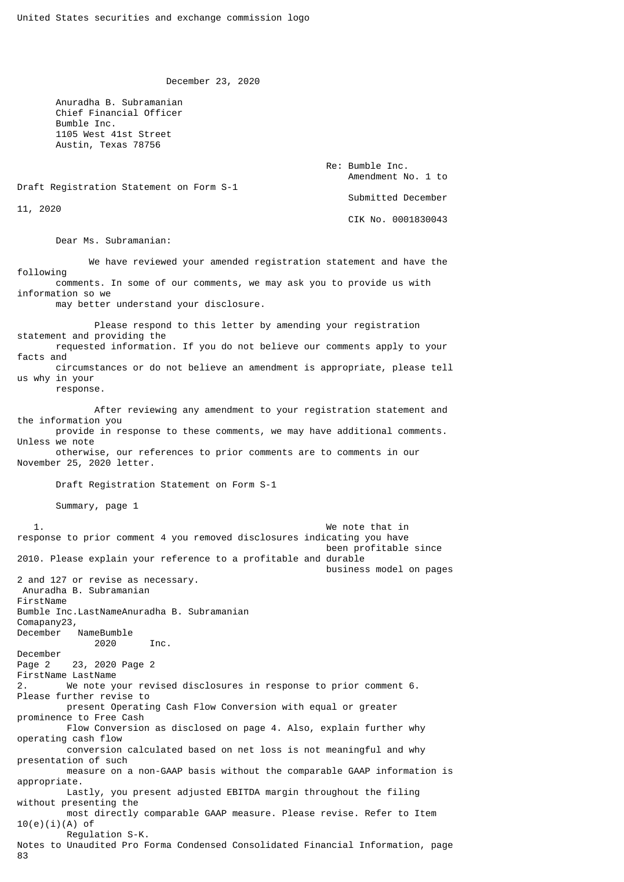United States securities and exchange commission logo

December 23, 2020

Anuradha B. Subramanian
Chief Financial Officer
Bumble Inc.
1105 West 41st Street
Austin, Texas 78756

Re: Bumble Inc.
Amendment No. 1 to Draft Registration Statement on Form S-1
Submitted December 11, 2020
CIK No. 0001830043

Dear Ms. Subramanian:

We have reviewed your amended registration statement and have the following comments. In some of our comments, we may ask you to provide us with information so we may better understand your disclosure.

Please respond to this letter by amending your registration statement and providing the requested information. If you do not believe our comments apply to your facts and circumstances or do not believe an amendment is appropriate, please tell us why in your response.

After reviewing any amendment to your registration statement and the information you provide in response to these comments, we may have additional comments. Unless we note otherwise, our references to prior comments are to comments in our November 25, 2020 letter.

Draft Registration Statement on Form S-1

Summary, page 1

1. We note that in response to prior comment 4 you removed disclosures indicating you have been profitable since 2010. Please explain your reference to a profitable and durable business model on pages 2 and 127 or revise as necessary.

2. We note your revised disclosures in response to prior comment 6. Please further revise to present Operating Cash Flow Conversion with equal or greater prominence to Free Cash Flow Conversion as disclosed on page 4. Also, explain further why operating cash flow conversion calculated based on net loss is not meaningful and why presentation of such measure on a non-GAAP basis without the comparable GAAP information is appropriate. Lastly, you present adjusted EBITDA margin throughout the filing without presenting the most directly comparable GAAP measure. Please revise. Refer to Item 10(e)(i)(A) of Regulation S-K.

Notes to Unaudited Pro Forma Condensed Consolidated Financial Information, page 83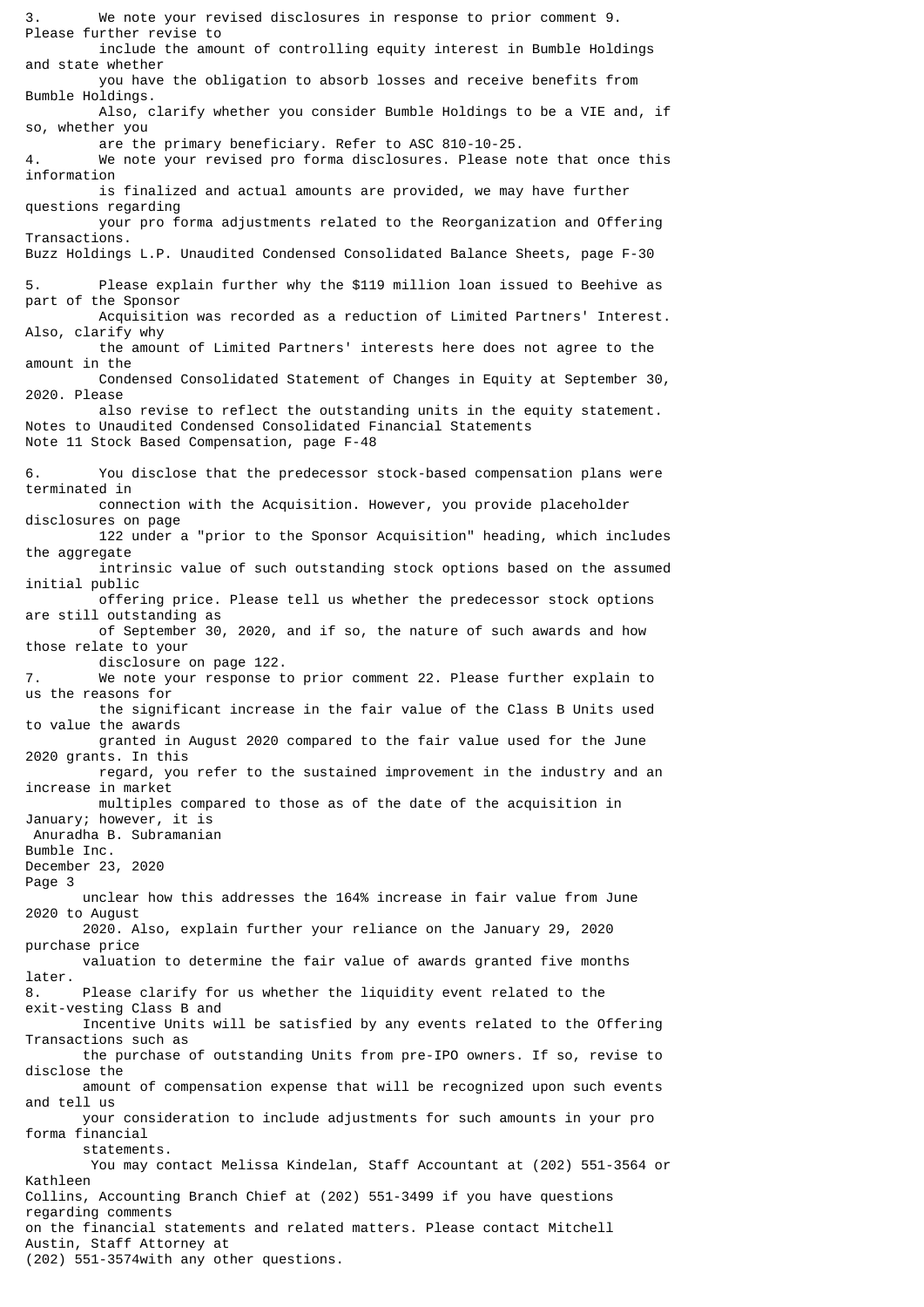3. We note your revised disclosures in response to prior comment 9. Please further revise to include the amount of controlling equity interest in Bumble Holdings and state whether you have the obligation to absorb losses and receive benefits from Bumble Holdings. Also, clarify whether you consider Bumble Holdings to be a VIE and, if so, whether you are the primary beneficiary. Refer to ASC 810-10-25.

4. We note your revised pro forma disclosures. Please note that once this information is finalized and actual amounts are provided, we may have further questions regarding your pro forma adjustments related to the Reorganization and Offering Transactions.

Buzz Holdings L.P. Unaudited Condensed Consolidated Balance Sheets, page F-30

5. Please explain further why the $119 million loan issued to Beehive as part of the Sponsor Acquisition was recorded as a reduction of Limited Partners' Interest. Also, clarify why the amount of Limited Partners' interests here does not agree to the amount in the Condensed Consolidated Statement of Changes in Equity at September 30, 2020. Please also revise to reflect the outstanding units in the equity statement.

Notes to Unaudited Condensed Consolidated Financial Statements
Note 11 Stock Based Compensation, page F-48

6. You disclose that the predecessor stock-based compensation plans were terminated in connection with the Acquisition. However, you provide placeholder disclosures on page 122 under a "prior to the Sponsor Acquisition" heading, which includes the aggregate intrinsic value of such outstanding stock options based on the assumed initial public offering price. Please tell us whether the predecessor stock options are still outstanding as of September 30, 2020, and if so, the nature of such awards and how those relate to your disclosure on page 122.

7. We note your response to prior comment 22. Please further explain to us the reasons for the significant increase in the fair value of the Class B Units used to value the awards granted in August 2020 compared to the fair value used for the June 2020 grants. In this regard, you refer to the sustained improvement in the industry and an increase in market multiples compared to those as of the date of the acquisition in January; however, it is unclear how this addresses the 164% increase in fair value from June 2020 to August 2020. Also, explain further your reliance on the January 29, 2020 purchase price valuation to determine the fair value of awards granted five months later.

8. Please clarify for us whether the liquidity event related to the exit-vesting Class B and Incentive Units will be satisfied by any events related to the Offering Transactions such as the purchase of outstanding Units from pre-IPO owners. If so, revise to disclose the amount of compensation expense that will be recognized upon such events and tell us your consideration to include adjustments for such amounts in your pro forma financial statements.

You may contact Melissa Kindelan, Staff Accountant at (202) 551-3564 or Kathleen Collins, Accounting Branch Chief at (202) 551-3499 if you have questions regarding comments on the financial statements and related matters. Please contact Mitchell Austin, Staff Attorney at (202) 551-3574with any other questions.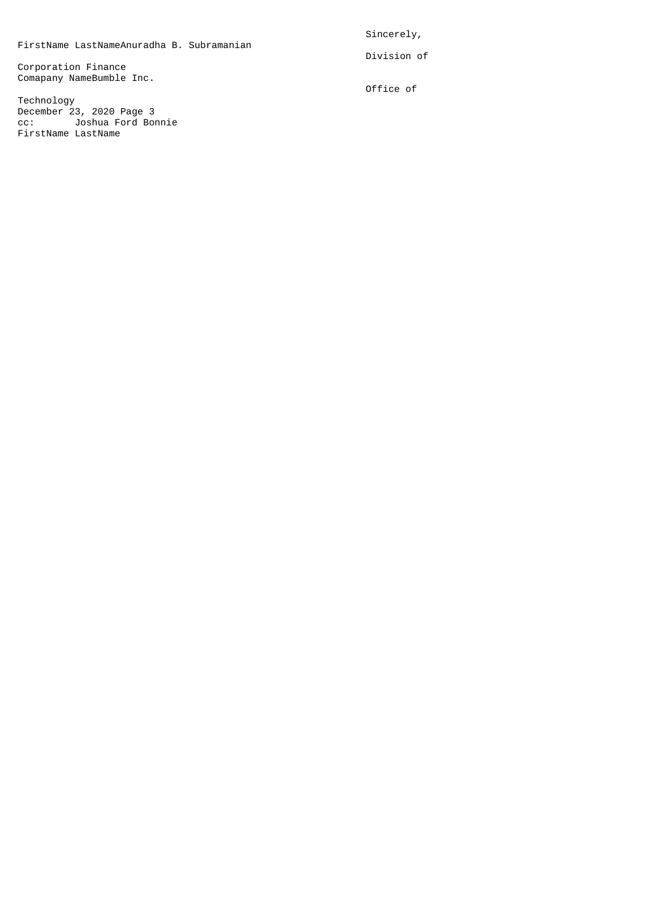Sincerely,

FirstName LastNameAnuradha B. Subramanian

Division of

Corporation Finance
Comapany NameBumble Inc.

Office of

Technology
December 23, 2020 Page 3
cc: Joshua Ford Bonnie
FirstName LastName